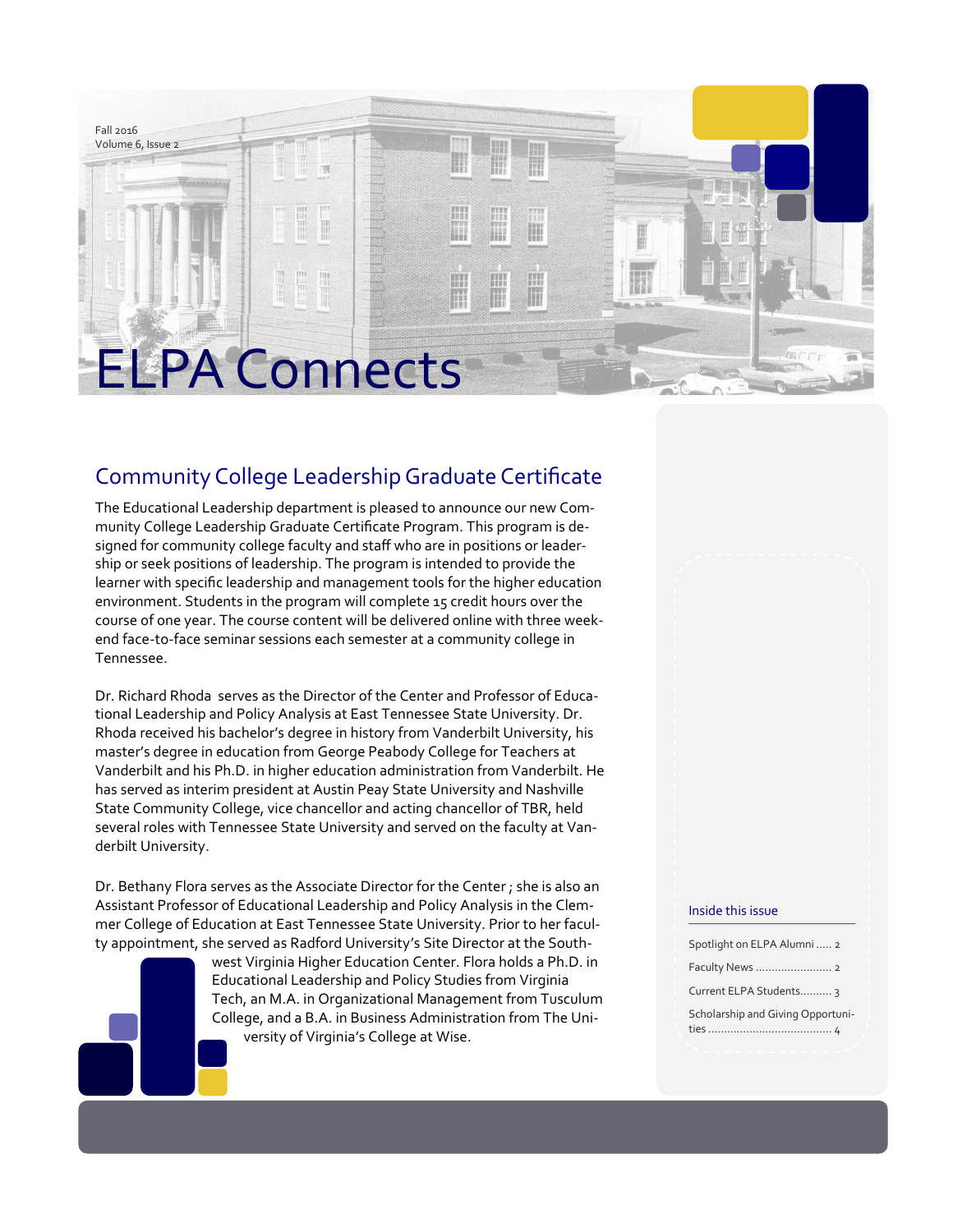Fall 2016
Volume 6, Issue 2

# ELPA Connects

## Community College Leadership Graduate Certificate

The Educational Leadership department is pleased to announce our new Community College Leadership Graduate Certificate Program. This program is designed for community college faculty and staff who are in positions or leadership or seek positions of leadership. The program is intended to provide the learner with specific leadership and management tools for the higher education environment. Students in the program will complete 15 credit hours over the course of one year. The course content will be delivered online with three weekend face-to-face seminar sessions each semester at a community college in Tennessee.

Dr. Richard Rhoda serves as the Director of the Center and Professor of Educational Leadership and Policy Analysis at East Tennessee State University. Dr. Rhoda received his bachelor's degree in history from Vanderbilt University, his master's degree in education from George Peabody College for Teachers at Vanderbilt and his Ph.D. in higher education administration from Vanderbilt. He has served as interim president at Austin Peay State University and Nashville State Community College, vice chancellor and acting chancellor of TBR, held several roles with Tennessee State University and served on the faculty at Vanderbilt University.

Dr. Bethany Flora serves as the Associate Director for the Center ; she is also an Assistant Professor of Educational Leadership and Policy Analysis in the Clemmer College of Education at East Tennessee State University. Prior to her faculty appointment, she served as Radford University's Site Director at the Southwest Virginia Higher Education Center. Flora holds a Ph.D. in Educational Leadership and Policy Studies from Virginia Tech, an M.A. in Organizational Management from Tusculum College, and a B.A. in Business Administration from The University of Virginia's College at Wise.

### Inside this issue

- Spotlight on ELPA Alumni ..... 2
- Faculty News ........................ 2
- Current ELPA Students.......... 3
- Scholarship and Giving Opportunities ....................................... 4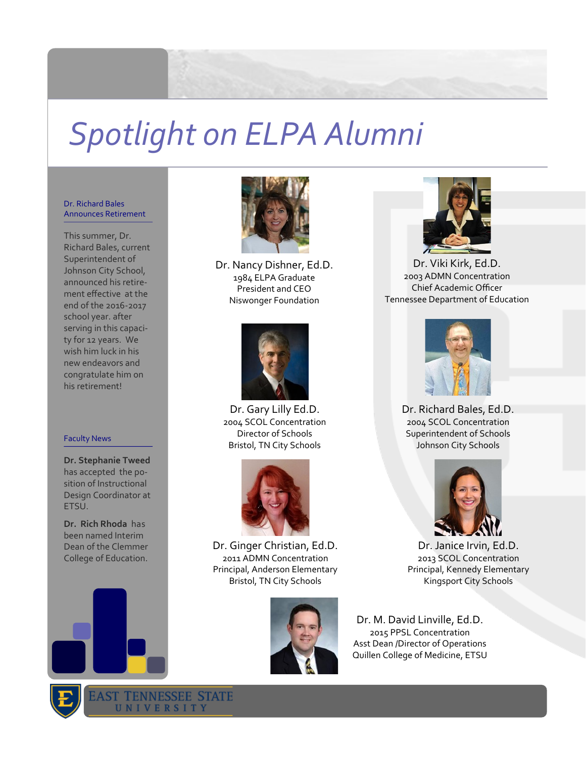# Spotlight on ELPA Alumni

### Dr. Richard Bales Announces Retirement

This summer, Dr. Richard Bales, current Superintendent of Johnson City School, announced his retirement effective at the end of the 2016-2017 school year. after serving in this capacity for 12 years. We wish him luck in his new endeavors and congratulate him on his retirement!

### Faculty News

**Dr. Stephanie Tweed** has accepted the position of Instructional Design Coordinator at ETSU.

**Dr. Rich Rhoda** has been named Interim Dean of the Clemmer College of Education.

---

**Dr. Nancy Dishner, Ed.D.**
1984 ELPA Graduate
President and CEO
Niswonger Foundation

**Dr. Viki Kirk, Ed.D.**
2003 ADMN Concentration
Chief Academic Officer
Tennessee Department of Education

**Dr. Gary Lilly Ed.D.**
2004 SCOL Concentration
Director of Schools
Bristol, TN City Schools

**Dr. Richard Bales, Ed.D.**
2004 SCOL Concentration
Superintendent of Schools
Johnson City Schools

**Dr. Ginger Christian, Ed.D.**
2011 ADMN Concentration
Principal, Anderson Elementary
Bristol, TN City Schools

**Dr. Janice Irvin, Ed.D.**
2013 SCOL Concentration
Principal, Kennedy Elementary
Kingsport City Schools

**Dr. M. David Linville, Ed.D.**
2015 PPSL Concentration
Asst Dean /Director of Operations
Quillen College of Medicine, ETSU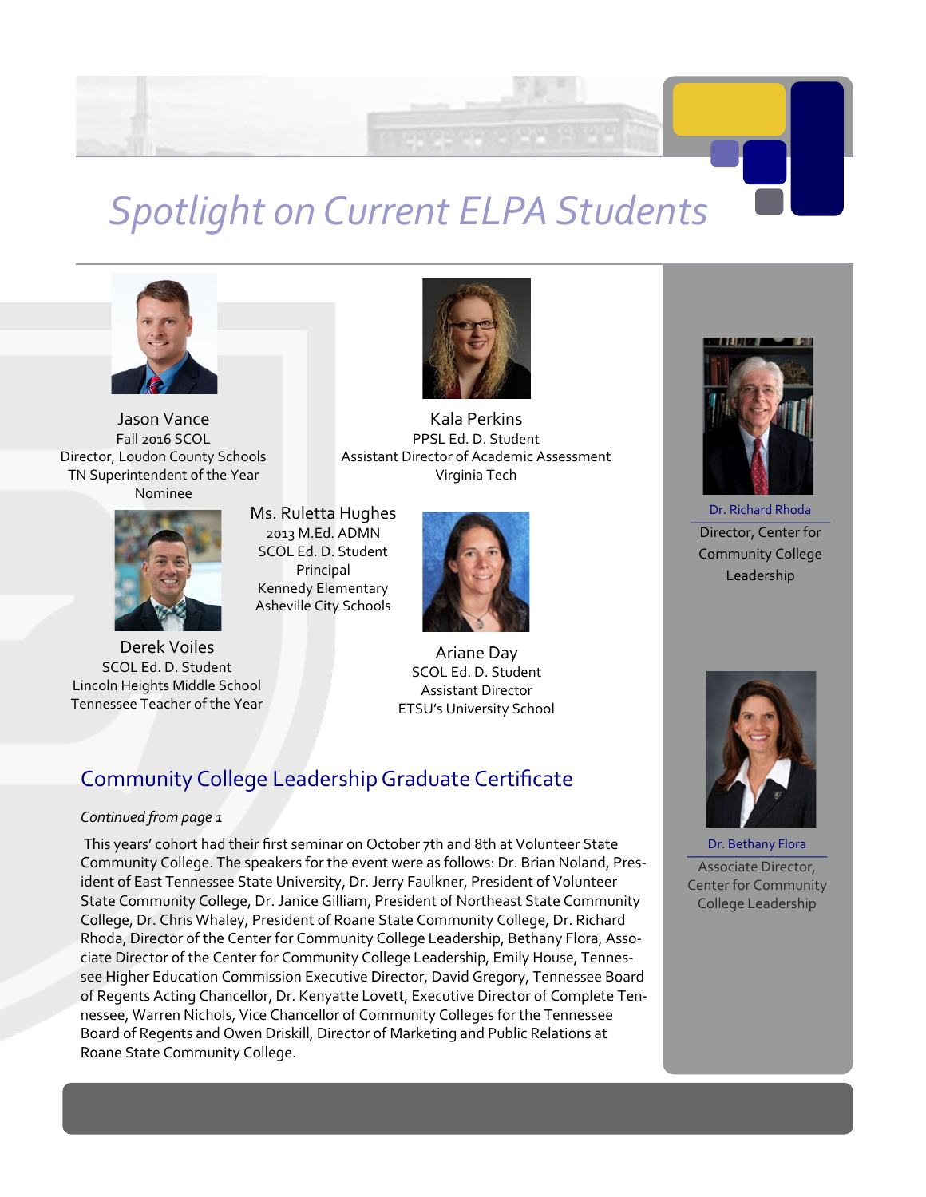# Spotlight on Current ELPA Students

Jason Vance
Fall 2016 SCOL
Director, Loudon County Schools
TN Superintendent of the Year Nominee

Kala Perkins
PPSL Ed. D. Student
Assistant Director of Academic Assessment
Virginia Tech

Ms. Ruletta Hughes
2013 M.Ed. ADMN
SCOL Ed. D. Student
Principal
Kennedy Elementary
Asheville City Schools

Derek Voiles
SCOL Ed. D. Student
Lincoln Heights Middle School
Tennessee Teacher of the Year

Ariane Day
SCOL Ed. D. Student
Assistant Director
ETSU's University School

Dr. Richard Rhoda
Director, Center for Community College Leadership

Dr. Bethany Flora
Associate Director, Center for Community College Leadership

## Community College Leadership Graduate Certificate

*Continued from page 1*

This years' cohort had their first seminar on October 7th and 8th at Volunteer State Community College. The speakers for the event were as follows: Dr. Brian Noland, President of East Tennessee State University, Dr. Jerry Faulkner, President of Volunteer State Community College, Dr. Janice Gilliam, President of Northeast State Community College, Dr. Chris Whaley, President of Roane State Community College, Dr. Richard Rhoda, Director of the Center for Community College Leadership, Bethany Flora, Associate Director of the Center for Community College Leadership, Emily House, Tennessee Higher Education Commission Executive Director, David Gregory, Tennessee Board of Regents Acting Chancellor, Dr. Kenyatte Lovett, Executive Director of Complete Tennessee, Warren Nichols, Vice Chancellor of Community Colleges for the Tennessee Board of Regents and Owen Driskill, Director of Marketing and Public Relations at Roane State Community College.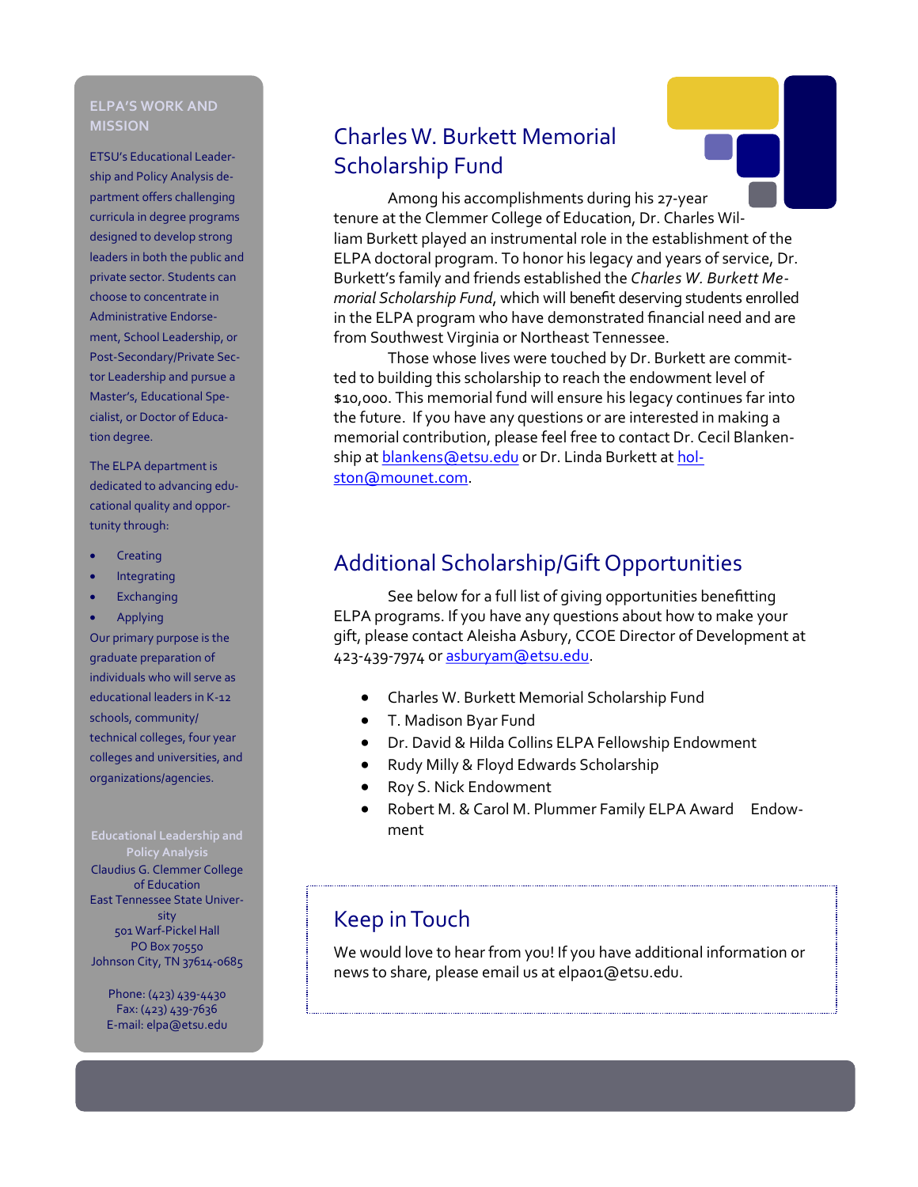## ELPA'S WORK AND MISSION

ETSU's Educational Leadership and Policy Analysis department offers challenging curricula in degree programs designed to develop strong leaders in both the public and private sector. Students can choose to concentrate in Administrative Endorsement, School Leadership, or Post-Secondary/Private Sector Leadership and pursue a Master's, Educational Specialist, or Doctor of Education degree.

The ELPA department is dedicated to advancing educational quality and opportunity through:

- Creating
- Integrating
- Exchanging
- Applying

Our primary purpose is the graduate preparation of individuals who will serve as educational leaders in K-12 schools, community/technical colleges, four year colleges and universities, and organizations/agencies.

**Educational Leadership and Policy Analysis**
Claudius G. Clemmer College of Education
East Tennessee State University
501 Warf-Pickel Hall
PO Box 70550
Johnson City, TN 37614-0685

Phone: (423) 439-4430
Fax: (423) 439-7636
E-mail: elpa@etsu.edu

## Charles W. Burkett Memorial Scholarship Fund

Among his accomplishments during his 27-year tenure at the Clemmer College of Education, Dr. Charles William Burkett played an instrumental role in the establishment of the ELPA doctoral program. To honor his legacy and years of service, Dr. Burkett's family and friends established the *Charles W. Burkett Memorial Scholarship Fund*, which will benefit deserving students enrolled in the ELPA program who have demonstrated financial need and are from Southwest Virginia or Northeast Tennessee.

Those whose lives were touched by Dr. Burkett are committed to building this scholarship to reach the endowment level of $10,000. This memorial fund will ensure his legacy continues far into the future. If you have any questions or are interested in making a memorial contribution, please feel free to contact Dr. Cecil Blankenship at blankens@etsu.edu or Dr. Linda Burkett at holston@mounet.com.

## Additional Scholarship/Gift Opportunities

See below for a full list of giving opportunities benefitting ELPA programs. If you have any questions about how to make your gift, please contact Aleisha Asbury, CCOE Director of Development at 423-439-7974 or asburyam@etsu.edu.

- Charles W. Burkett Memorial Scholarship Fund
- T. Madison Byar Fund
- Dr. David & Hilda Collins ELPA Fellowship Endowment
- Rudy Milly & Floyd Edwards Scholarship
- Roy S. Nick Endowment
- Robert M. & Carol M. Plummer Family ELPA Award Endowment

## Keep in Touch

We would love to hear from you! If you have additional information or news to share, please email us at elpa01@etsu.edu.